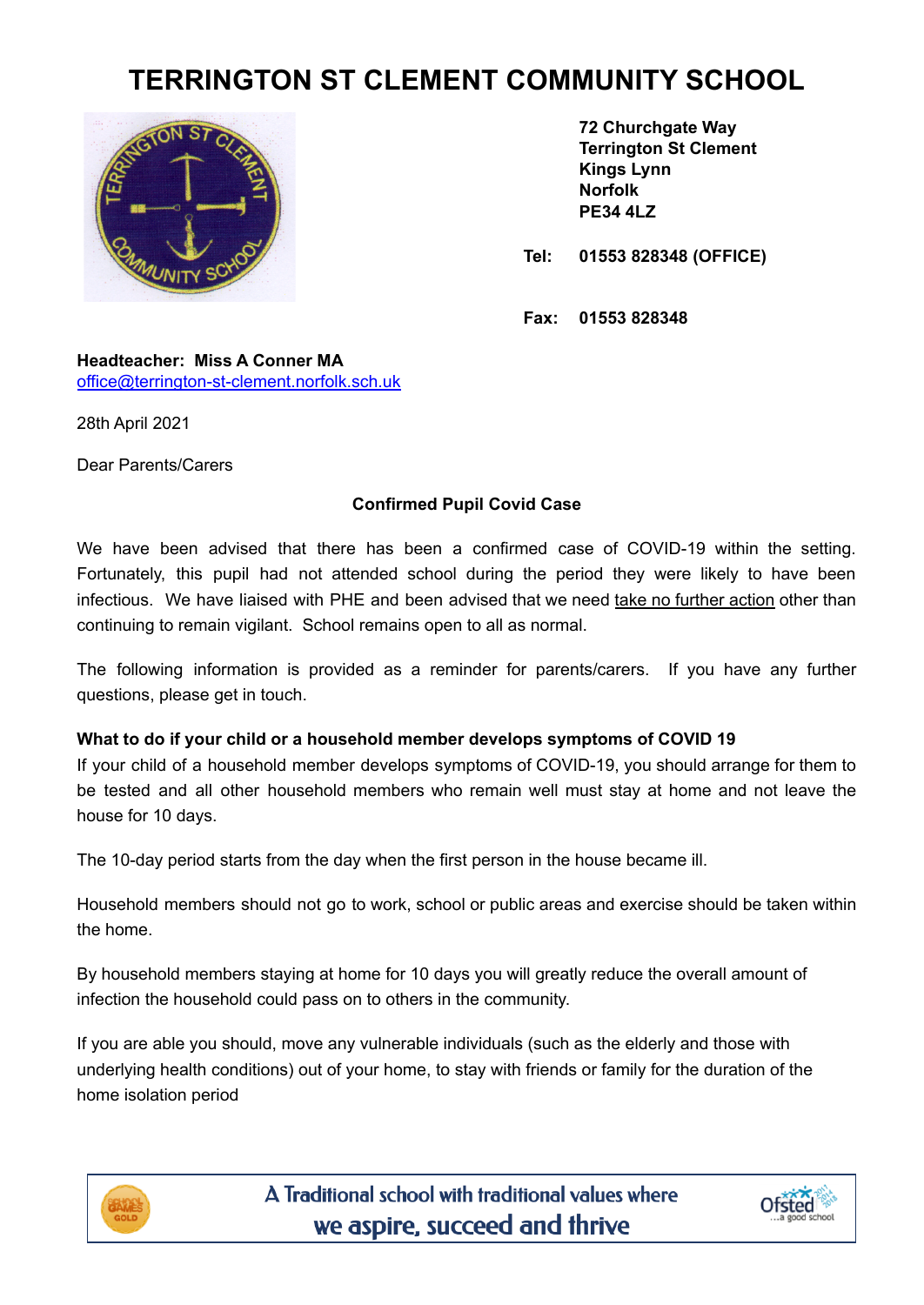# TERRINGTON ST CLEMENT COMMUNITY SCHOOL

**72 Churchgate Way**
**Terrington St Clement**
**Kings Lynn**
**Norfolk**
**PE34 4LZ**

**Tel:** **01553 828348 (OFFICE)**

**Fax:** **01553 828348**

**Headteacher: Miss A Conner MA**
office@terrington-st-clement.norfolk.sch.uk

28th April 2021

Dear Parents/Carers

**Confirmed Pupil Covid Case**

We have been advised that there has been a confirmed case of COVID-19 within the setting. Fortunately, this pupil had not attended school during the period they were likely to have been infectious. We have liaised with PHE and been advised that we need take no further action other than continuing to remain vigilant. School remains open to all as normal.

The following information is provided as a reminder for parents/carers. If you have any further questions, please get in touch.

**What to do if your child or a household member develops symptoms of COVID 19**

If your child of a household member develops symptoms of COVID-19, you should arrange for them to be tested and all other household members who remain well must stay at home and not leave the house for 10 days.

The 10-day period starts from the day when the first person in the house became ill.

Household members should not go to work, school or public areas and exercise should be taken within the home.

By household members staying at home for 10 days you will greatly reduce the overall amount of infection the household could pass on to others in the community.

If you are able you should, move any vulnerable individuals (such as the elderly and those with underlying health conditions) out of your home, to stay with friends or family for the duration of the home isolation period

A Traditional school with traditional values where we aspire, succeed and thrive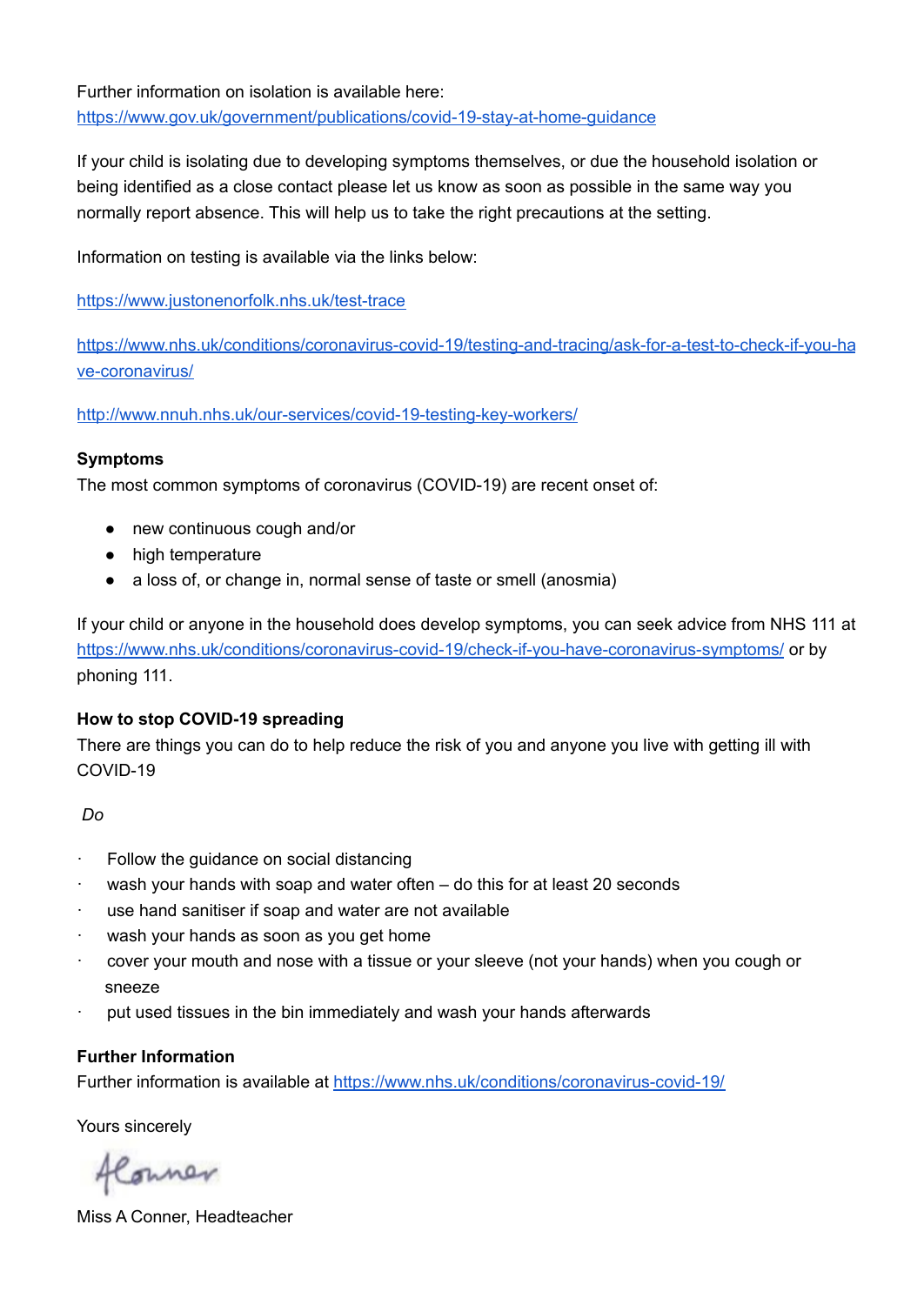Further information on isolation is available here:
https://www.gov.uk/government/publications/covid-19-stay-at-home-guidance

If your child is isolating due to developing symptoms themselves, or due the household isolation or being identified as a close contact please let us know as soon as possible in the same way you normally report absence. This will help us to take the right precautions at the setting.

Information on testing is available via the links below:

https://www.justonenorfolk.nhs.uk/test-trace

https://www.nhs.uk/conditions/coronavirus-covid-19/testing-and-tracing/ask-for-a-test-to-check-if-you-have-coronavirus/

http://www.nnuh.nhs.uk/our-services/covid-19-testing-key-workers/

**Symptoms**

The most common symptoms of coronavirus (COVID-19) are recent onset of:

- new continuous cough and/or
- high temperature
- a loss of, or change in, normal sense of taste or smell (anosmia)

If your child or anyone in the household does develop symptoms, you can seek advice from NHS 111 at https://www.nhs.uk/conditions/coronavirus-covid-19/check-if-you-have-coronavirus-symptoms/ or by phoning 111.

**How to stop COVID-19 spreading**

There are things you can do to help reduce the risk of you and anyone you live with getting ill with COVID-19

*Do*

- Follow the guidance on social distancing
- wash your hands with soap and water often – do this for at least 20 seconds
- use hand sanitiser if soap and water are not available
- wash your hands as soon as you get home
- cover your mouth and nose with a tissue or your sleeve (not your hands) when you cough or sneeze
- put used tissues in the bin immediately and wash your hands afterwards

**Further Information**

Further information is available at https://www.nhs.uk/conditions/coronavirus-covid-19/

Yours sincerely

AConner

Miss A Conner, Headteacher